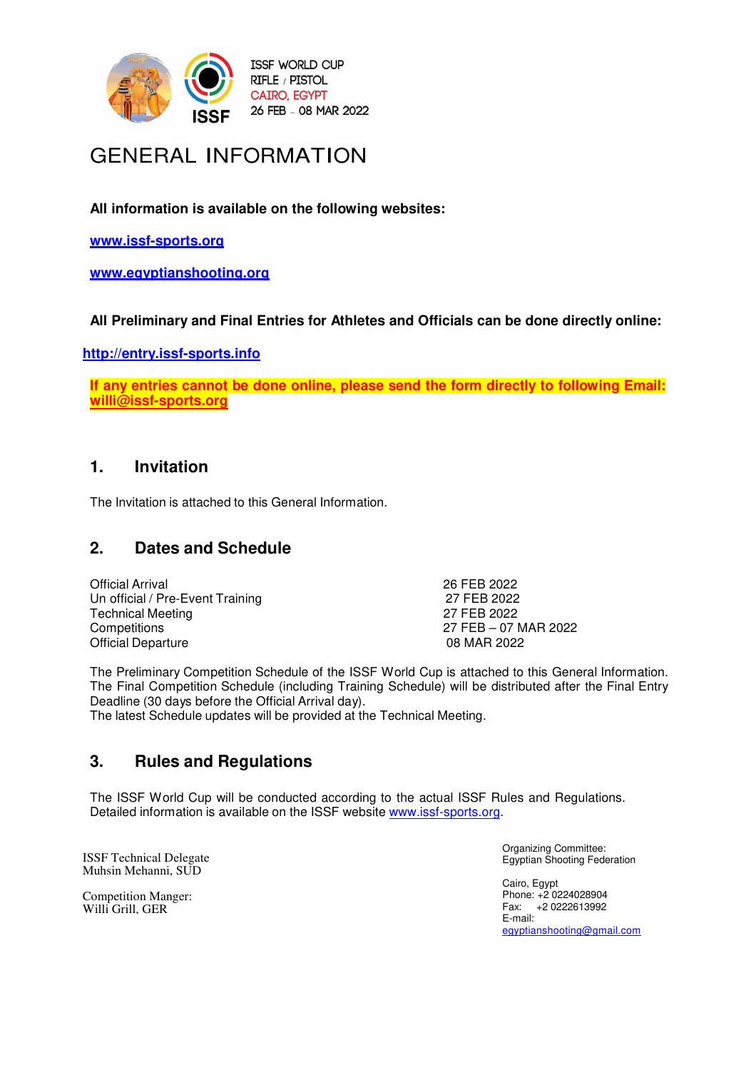ISSF WORLD CUP
RIFLE / PISTOL
CAIRO, EGYPT
26 FEB - 08 MAR 2022

# GENERAL INFORMATION

**All information is available on the following websites:**

**www.issf-sports.org**

**www.egyptianshooting.org**

**All Preliminary and Final Entries for Athletes and Officials can be done directly online:**

**http://entry.issf-sports.info**

**If any entries cannot be done online, please send the form directly to following Email: willi@issf-sports.org**

## 1. Invitation

The Invitation is attached to this General Information.

## 2. Dates and Schedule

| | |
|---|---|
| Official Arrival | 26 FEB 2022 |
| Un official / Pre-Event Training | 27 FEB 2022 |
| Technical Meeting | 27 FEB 2022 |
| Competitions | 27 FEB – 07 MAR 2022 |
| Official Departure | 08 MAR 2022 |

The Preliminary Competition Schedule of the ISSF World Cup is attached to this General Information. The Final Competition Schedule (including Training Schedule) will be distributed after the Final Entry Deadline (30 days before the Official Arrival day).
The latest Schedule updates will be provided at the Technical Meeting.

## 3. Rules and Regulations

The ISSF World Cup will be conducted according to the actual ISSF Rules and Regulations. Detailed information is available on the ISSF website www.issf-sports.org.

ISSF Technical Delegate
Muhsin Mehanni, SUD

Competition Manger:
Willi Grill, GER

Organizing Committee:
Egyptian Shooting Federation

Cairo, Egypt
Phone: +2 0224028904
Fax: +2 0222613992
E-mail:
egyptianshooting@gmail.com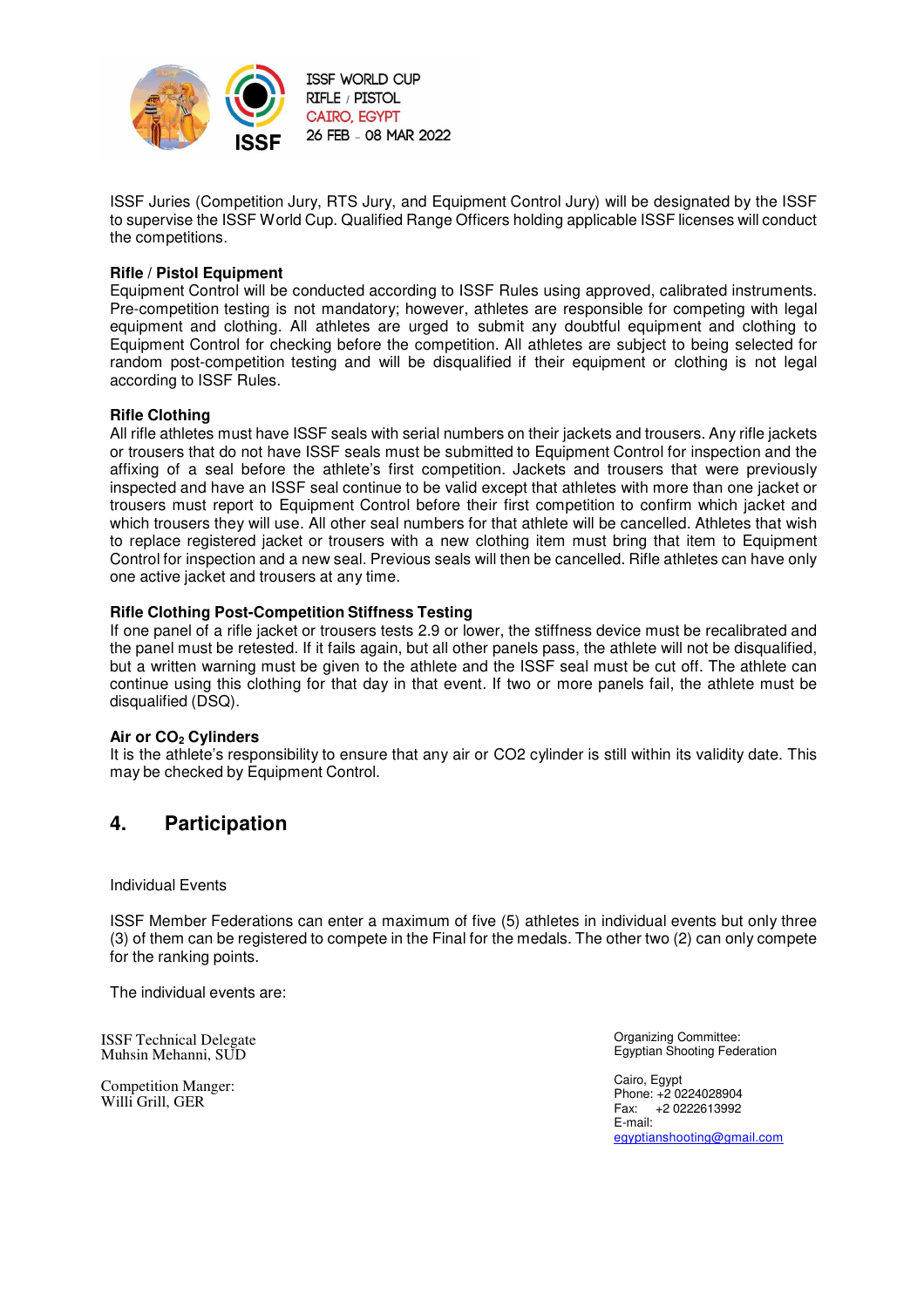ISSF Juries (Competition Jury, RTS Jury, and Equipment Control Jury) will be designated by the ISSF to supervise the ISSF World Cup. Qualified Range Officers holding applicable ISSF licenses will conduct the competitions.

**Rifle / Pistol Equipment**
Equipment Control will be conducted according to ISSF Rules using approved, calibrated instruments. Pre-competition testing is not mandatory; however, athletes are responsible for competing with legal equipment and clothing. All athletes are urged to submit any doubtful equipment and clothing to Equipment Control for checking before the competition. All athletes are subject to being selected for random post-competition testing and will be disqualified if their equipment or clothing is not legal according to ISSF Rules.

**Rifle Clothing**
All rifle athletes must have ISSF seals with serial numbers on their jackets and trousers. Any rifle jackets or trousers that do not have ISSF seals must be submitted to Equipment Control for inspection and the affixing of a seal before the athlete's first competition. Jackets and trousers that were previously inspected and have an ISSF seal continue to be valid except that athletes with more than one jacket or trousers must report to Equipment Control before their first competition to confirm which jacket and which trousers they will use. All other seal numbers for that athlete will be cancelled. Athletes that wish to replace registered jacket or trousers with a new clothing item must bring that item to Equipment Control for inspection and a new seal. Previous seals will then be cancelled. Rifle athletes can have only one active jacket and trousers at any time.

**Rifle Clothing Post-Competition Stiffness Testing**
If one panel of a rifle jacket or trousers tests 2.9 or lower, the stiffness device must be recalibrated and the panel must be retested. If it fails again, but all other panels pass, the athlete will not be disqualified, but a written warning must be given to the athlete and the ISSF seal must be cut off. The athlete can continue using this clothing for that day in that event. If two or more panels fail, the athlete must be disqualified (DSQ).

**Air or $CO_2$ Cylinders**
It is the athlete's responsibility to ensure that any air or CO2 cylinder is still within its validity date. This may be checked by Equipment Control.

## 4. Participation

Individual Events

ISSF Member Federations can enter a maximum of five (5) athletes in individual events but only three (3) of them can be registered to compete in the Final for the medals. The other two (2) can only compete for the ranking points.

The individual events are:

ISSF Technical Delegate
Muhsin Mehanni, SUD

Competition Manger:
Willi Grill, GER

Organizing Committee:
Egyptian Shooting Federation

Cairo, Egypt
Phone: +2 0224028904
Fax: +2 0222613992
E-mail:
egyptianshooting@gmail.com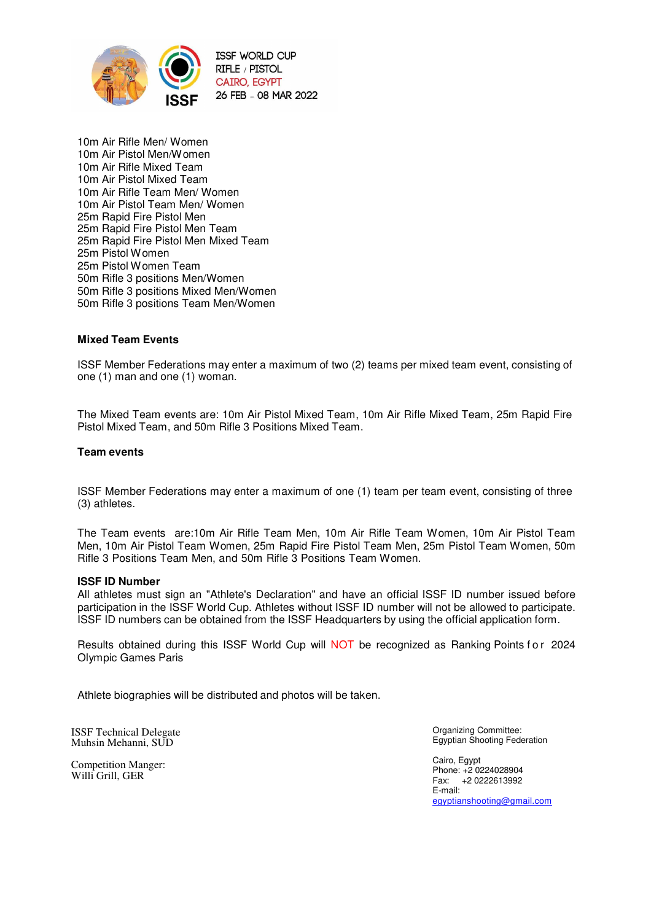10m Air Rifle Men/ Women
10m Air Pistol Men/Women
10m Air Rifle Mixed Team
10m Air Pistol Mixed Team
10m Air Rifle Team Men/ Women
10m Air Pistol Team Men/ Women
25m Rapid Fire Pistol Men
25m Rapid Fire Pistol Men Team
25m Rapid Fire Pistol Men Mixed Team
25m Pistol Women
25m Pistol Women Team
50m Rifle 3 positions Men/Women
50m Rifle 3 positions Mixed Men/Women
50m Rifle 3 positions Team Men/Women

**Mixed Team Events**

ISSF Member Federations may enter a maximum of two (2) teams per mixed team event, consisting of one (1) man and one (1) woman.

The Mixed Team events are: 10m Air Pistol Mixed Team, 10m Air Rifle Mixed Team, 25m Rapid Fire Pistol Mixed Team, and 50m Rifle 3 Positions Mixed Team.

**Team events**

ISSF Member Federations may enter a maximum of one (1) team per team event, consisting of three (3) athletes.

The Team events are:10m Air Rifle Team Men, 10m Air Rifle Team Women, 10m Air Pistol Team Men, 10m Air Pistol Team Women, 25m Rapid Fire Pistol Team Men, 25m Pistol Team Women, 50m Rifle 3 Positions Team Men, and 50m Rifle 3 Positions Team Women.

**ISSF ID Number**
All athletes must sign an "Athlete's Declaration" and have an official ISSF ID number issued before participation in the ISSF World Cup. Athletes without ISSF ID number will not be allowed to participate. ISSF ID numbers can be obtained from the ISSF Headquarters by using the official application form.

Results obtained during this ISSF World Cup will NOT be recognized as Ranking Points for 2024 Olympic Games Paris

Athlete biographies will be distributed and photos will be taken.

ISSF Technical Delegate
Muhsin Mehanni, SUD

Competition Manger:
Willi Grill, GER

Organizing Committee:
Egyptian Shooting Federation

Cairo, Egypt
Phone: +2 0224028904
Fax: +2 0222613992
E-mail:
egyptianshooting@gmail.com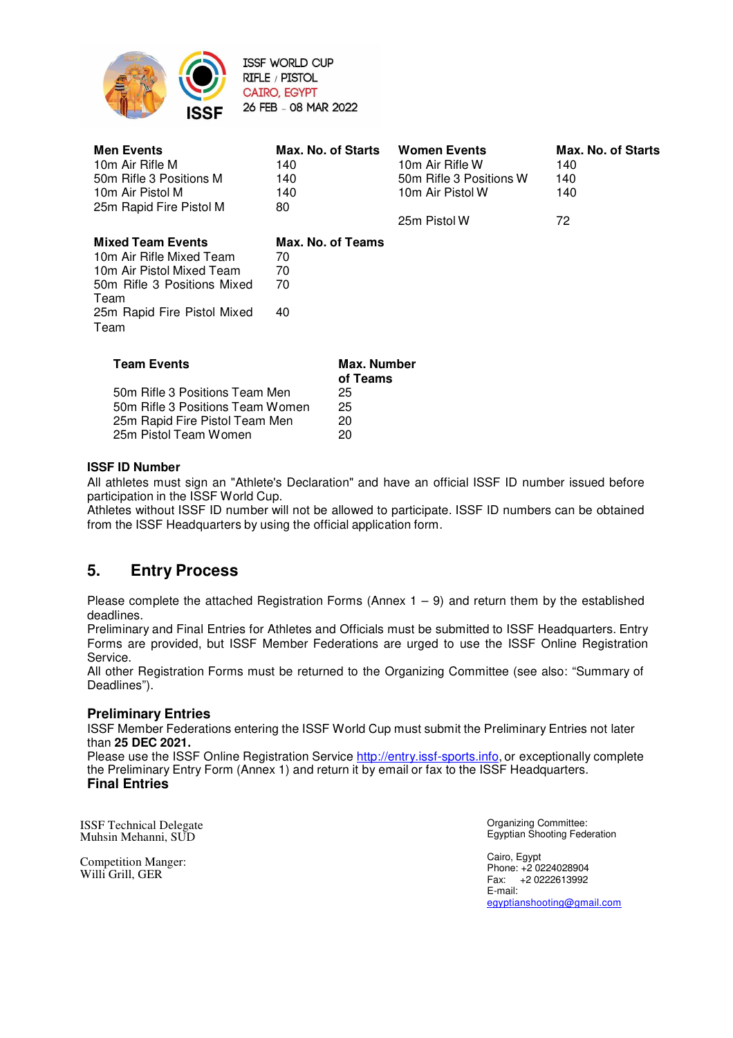| Men Events | Max. No. of Starts | Women Events | Max. No. of Starts |
|---|---|---|---|
| 10m Air Rifle M | 140 | 10m Air Rifle W | 140 |
| 50m Rifle 3 Positions M | 140 | 50m Rifle 3 Positions W | 140 |
| 10m Air Pistol M | 140 | 10m Air Pistol W | 140 |
| 25m Rapid Fire Pistol M | 80 | | |
| | | 25m Pistol W | 72 |

| Mixed Team Events | Max. No. of Teams |
|---|---|
| 10m Air Rifle Mixed Team | 70 |
| 10m Air Pistol Mixed Team | 70 |
| 50m Rifle 3 Positions Mixed Team | 70 |
| 25m Rapid Fire Pistol Mixed Team | 40 |

| Team Events | Max. Number of Teams |
|---|---|
| 50m Rifle 3 Positions Team Men | 25 |
| 50m Rifle 3 Positions Team Women | 25 |
| 25m Rapid Fire Pistol Team Men | 20 |
| 25m Pistol Team Women | 20 |

**ISSF ID Number**

All athletes must sign an "Athlete's Declaration" and have an official ISSF ID number issued before participation in the ISSF World Cup.
Athletes without ISSF ID number will not be allowed to participate. ISSF ID numbers can be obtained from the ISSF Headquarters by using the official application form.

## 5. Entry Process

Please complete the attached Registration Forms (Annex 1 – 9) and return them by the established deadlines.
Preliminary and Final Entries for Athletes and Officials must be submitted to ISSF Headquarters. Entry Forms are provided, but ISSF Member Federations are urged to use the ISSF Online Registration Service.
All other Registration Forms must be returned to the Organizing Committee (see also: "Summary of Deadlines").

### Preliminary Entries

ISSF Member Federations entering the ISSF World Cup must submit the Preliminary Entries not later than **25 DEC 2021.**
Please use the ISSF Online Registration Service http://entry.issf-sports.info, or exceptionally complete the Preliminary Entry Form (Annex 1) and return it by email or fax to the ISSF Headquarters.

### Final Entries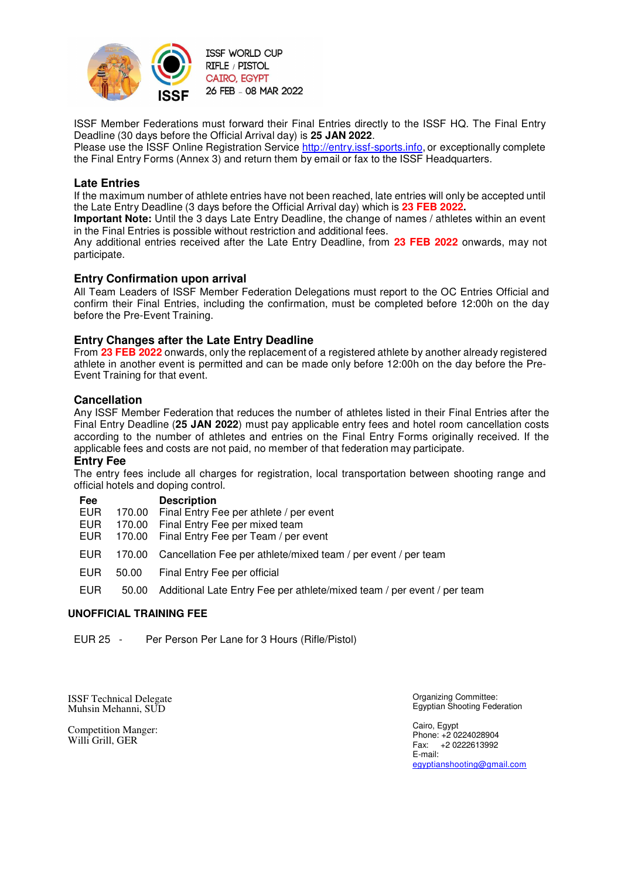ISSF Member Federations must forward their Final Entries directly to the ISSF HQ. The Final Entry Deadline (30 days before the Official Arrival day) is **25 JAN 2022**.
Please use the ISSF Online Registration Service http://entry.issf-sports.info, or exceptionally complete the Final Entry Forms (Annex 3) and return them by email or fax to the ISSF Headquarters.

## Late Entries

If the maximum number of athlete entries have not been reached, late entries will only be accepted until the Late Entry Deadline (3 days before the Official Arrival day) which is **23 FEB 2022.**
**Important Note:** Until the 3 days Late Entry Deadline, the change of names / athletes within an event in the Final Entries is possible without restriction and additional fees.
Any additional entries received after the Late Entry Deadline, from **23 FEB 2022** onwards, may not participate.

## Entry Confirmation upon arrival

All Team Leaders of ISSF Member Federation Delegations must report to the OC Entries Official and confirm their Final Entries, including the confirmation, must be completed before 12:00h on the day before the Pre-Event Training.

## Entry Changes after the Late Entry Deadline

From **23 FEB 2022** onwards, only the replacement of a registered athlete by another already registered athlete in another event is permitted and can be made only before 12:00h on the day before the Pre-Event Training for that event.

## Cancellation

Any ISSF Member Federation that reduces the number of athletes listed in their Final Entries after the Final Entry Deadline (**25 JAN 2022**) must pay applicable entry fees and hotel room cancellation costs according to the number of athletes and entries on the Final Entry Forms originally received. If the applicable fees and costs are not paid, no member of that federation may participate.

## Entry Fee

The entry fees include all charges for registration, local transportation between shooting range and official hotels and doping control.

| Fee | | Description |
|---|---|---|
| EUR | 170.00 | Final Entry Fee per athlete / per event |
| EUR | 170.00 | Final Entry Fee per mixed team |
| EUR | 170.00 | Final Entry Fee per Team / per event |
| EUR | 170.00 | Cancellation Fee per athlete/mixed team / per event / per team |
| EUR | 50.00 | Final Entry Fee per official |
| EUR | 50.00 | Additional Late Entry Fee per athlete/mixed team / per event / per team |

## UNOFFICIAL TRAINING FEE

EUR 25 - Per Person Per Lane for 3 Hours (Rifle/Pistol)

ISSF Technical Delegate
Muhsin Mehanni, SUD

Competition Manger:
Willi Grill, GER

Organizing Committee:
Egyptian Shooting Federation

Cairo, Egypt
Phone: +2 0224028904
Fax: +2 0222613992
E-mail:
egyptianshooting@gmail.com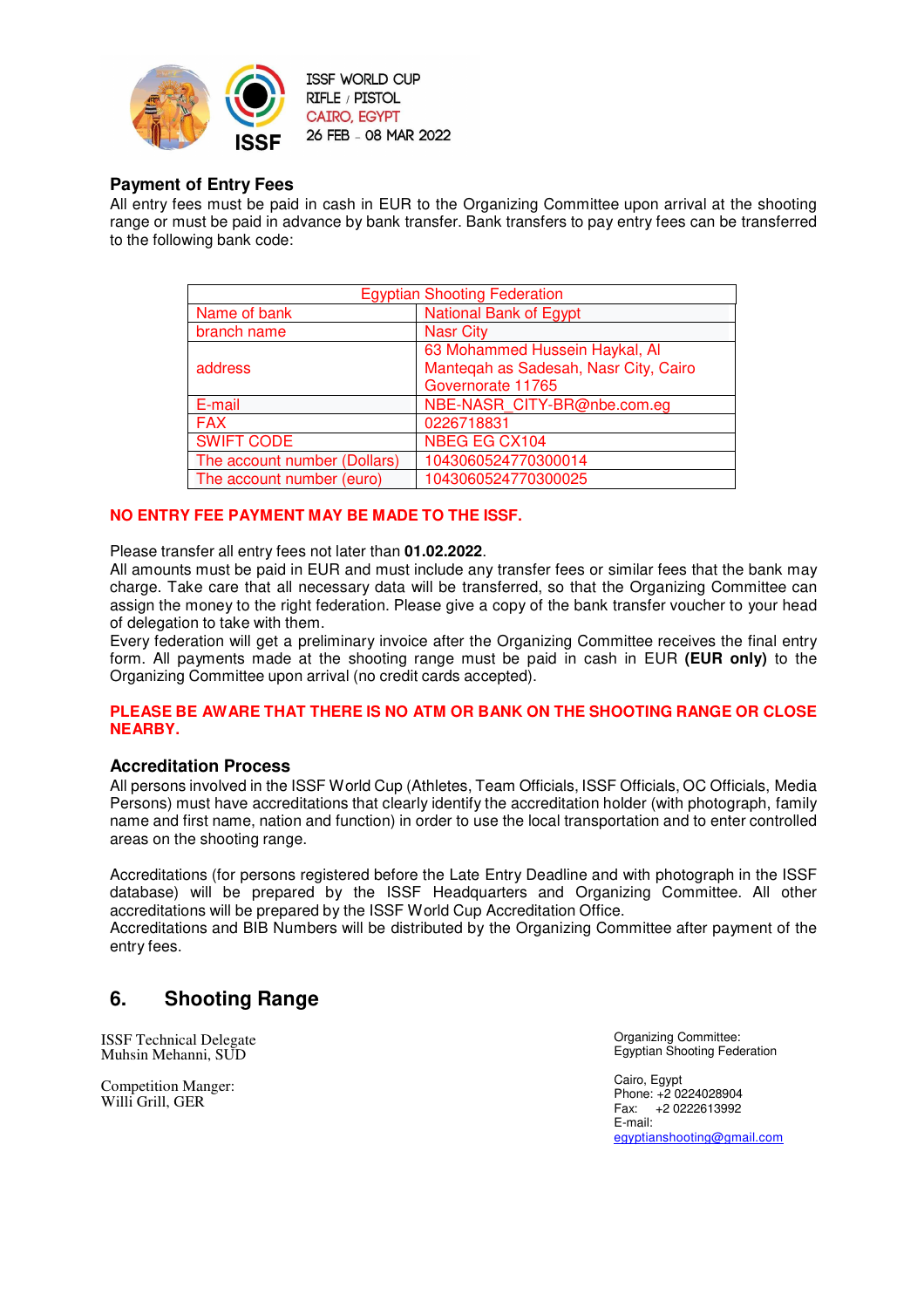## Payment of Entry Fees

All entry fees must be paid in cash in EUR to the Organizing Committee upon arrival at the shooting range or must be paid in advance by bank transfer. Bank transfers to pay entry fees can be transferred to the following bank code:

| Egyptian Shooting Federation | |
|---|---|
| Name of bank | National Bank of Egypt |
| branch name | Nasr City |
| address | 63 Mohammed Hussein Haykal, Al Manteqah as Sadesah, Nasr City, Cairo Governorate 11765 |
| E-mail | NBE-NASR_CITY-BR@nbe.com.eg |
| FAX | 0226718831 |
| SWIFT CODE | NBEG EG CX104 |
| The account number (Dollars) | 1043060524770300014 |
| The account number (euro) | 1043060524770300025 |

**NO ENTRY FEE PAYMENT MAY BE MADE TO THE ISSF.**

Please transfer all entry fees not later than **01.02.2022**.

All amounts must be paid in EUR and must include any transfer fees or similar fees that the bank may charge. Take care that all necessary data will be transferred, so that the Organizing Committee can assign the money to the right federation. Please give a copy of the bank transfer voucher to your head of delegation to take with them.

Every federation will get a preliminary invoice after the Organizing Committee receives the final entry form. All payments made at the shooting range must be paid in cash in EUR **(EUR only)** to the Organizing Committee upon arrival (no credit cards accepted).

**PLEASE BE AWARE THAT THERE IS NO ATM OR BANK ON THE SHOOTING RANGE OR CLOSE NEARBY.**

## Accreditation Process

All persons involved in the ISSF World Cup (Athletes, Team Officials, ISSF Officials, OC Officials, Media Persons) must have accreditations that clearly identify the accreditation holder (with photograph, family name and first name, nation and function) in order to use the local transportation and to enter controlled areas on the shooting range.

Accreditations (for persons registered before the Late Entry Deadline and with photograph in the ISSF database) will be prepared by the ISSF Headquarters and Organizing Committee. All other accreditations will be prepared by the ISSF World Cup Accreditation Office.

Accreditations and BIB Numbers will be distributed by the Organizing Committee after payment of the entry fees.

# 6. Shooting Range

ISSF Technical Delegate
Muhsin Mehanni, SUD

Competition Manger:
Willi Grill, GER

Organizing Committee:
Egyptian Shooting Federation

Cairo, Egypt
Phone: +2 0224028904
Fax: +2 0222613992
E-mail:
egyptianshooting@gmail.com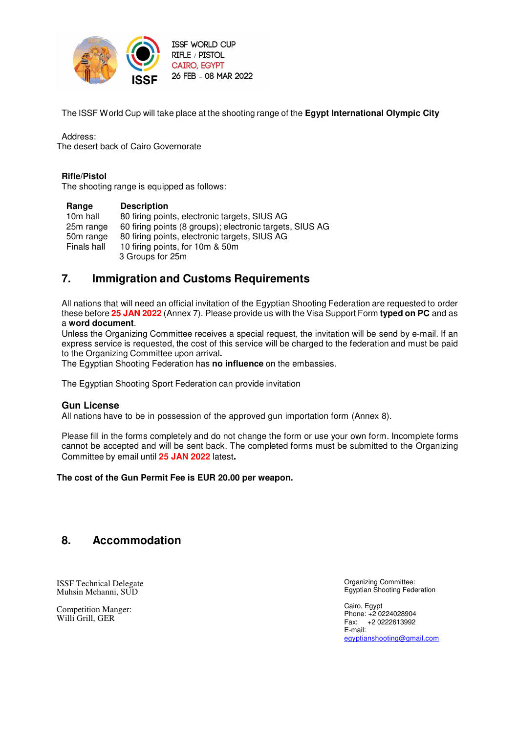The ISSF World Cup will take place at the shooting range of the **Egypt International Olympic City**

Address:
The desert back of Cairo Governorate

### Rifle/Pistol

The shooting range is equipped as follows:

| Range | Description |
|---|---|
| 10m hall | 80 firing points, electronic targets, SIUS AG |
| 25m range | 60 firing points (8 groups); electronic targets, SIUS AG |
| 50m range | 80 firing points, electronic targets, SIUS AG |
| Finals hall | 10 firing points, for 10m & 50m<br>3 Groups for 25m |

## 7. Immigration and Customs Requirements

All nations that will need an official invitation of the Egyptian Shooting Federation are requested to order these before **25 JAN 2022** (Annex 7). Please provide us with the Visa Support Form **typed on PC** and as a **word document**.
Unless the Organizing Committee receives a special request, the invitation will be send by e-mail. If an express service is requested, the cost of this service will be charged to the federation and must be paid to the Organizing Committee upon arrival**.**
The Egyptian Shooting Federation has **no influence** on the embassies.

The Egyptian Shooting Sport Federation can provide invitation

### Gun License

All nations have to be in possession of the approved gun importation form (Annex 8).

Please fill in the forms completely and do not change the form or use your own form. Incomplete forms cannot be accepted and will be sent back. The completed forms must be submitted to the Organizing Committee by email until **25 JAN 2022** latest**.**

**The cost of the Gun Permit Fee is EUR 20.00 per weapon.**

## 8. Accommodation

ISSF Technical Delegate
Muhsin Mehanni, SUD

Competition Manger:
Willi Grill, GER

Organizing Committee:
Egyptian Shooting Federation

Cairo, Egypt
Phone: +2 0224028904
Fax: +2 0222613992
E-mail:
egyptianshooting@gmail.com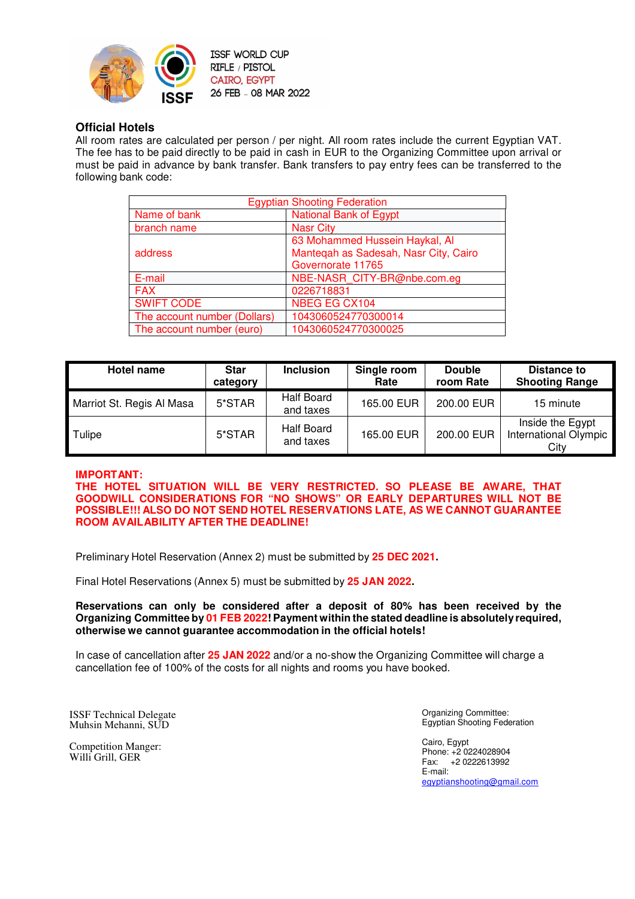ISSF WORLD CUP
RIFLE / PISTOL
CAIRO, EGYPT
26 FEB - 08 MAR 2022

## Official Hotels

All room rates are calculated per person / per night. All room rates include the current Egyptian VAT. The fee has to be paid directly to be paid in cash in EUR to the Organizing Committee upon arrival or must be paid in advance by bank transfer. Bank transfers to pay entry fees can be transferred to the following bank code:

| Egyptian Shooting Federation | |
|---|---|
| Name of bank | National Bank of Egypt |
| branch name | Nasr City |
| address | 63 Mohammed Hussein Haykal, Al Manteqah as Sadesah, Nasr City, Cairo Governorate 11765 |
| E-mail | NBE-NASR_CITY-BR@nbe.com.eg |
| FAX | 0226718831 |
| SWIFT CODE | NBEG EG CX104 |
| The account number (Dollars) | 1043060524770300014 |
| The account number (euro) | 1043060524770300025 |

| Hotel name | Star category | Inclusion | Single room Rate | Double room Rate | Distance to Shooting Range |
|---|---|---|---|---|---|
| Marriot St. Regis Al Masa | 5*STAR | Half Board and taxes | 165.00 EUR | 200.00 EUR | 15 minute |
| Tulipe | 5*STAR | Half Board and taxes | 165.00 EUR | 200.00 EUR | Inside the Egypt International Olympic City |

**IMPORTANT:**
**THE HOTEL SITUATION WILL BE VERY RESTRICTED. SO PLEASE BE AWARE, THAT GOODWILL CONSIDERATIONS FOR "NO SHOWS" OR EARLY DEPARTURES WILL NOT BE POSSIBLE!!! ALSO DO NOT SEND HOTEL RESERVATIONS LATE, AS WE CANNOT GUARANTEE ROOM AVAILABILITY AFTER THE DEADLINE!**

Preliminary Hotel Reservation (Annex 2) must be submitted by **25 DEC 2021.**

Final Hotel Reservations (Annex 5) must be submitted by **25 JAN 2022.**

**Reservations can only be considered after a deposit of 80% has been received by the Organizing Committee by 01 FEB 2022! Payment within the stated deadline is absolutely required, otherwise we cannot guarantee accommodation in the official hotels!**

In case of cancellation after **25 JAN 2022** and/or a no-show the Organizing Committee will charge a cancellation fee of 100% of the costs for all nights and rooms you have booked.

ISSF Technical Delegate
Muhsin Mehanni, SUD

Competition Manger:
Willi Grill, GER

Organizing Committee:
Egyptian Shooting Federation

Cairo, Egypt
Phone: +2 0224028904
Fax: +2 0222613992
E-mail:
egyptianshooting@gmail.com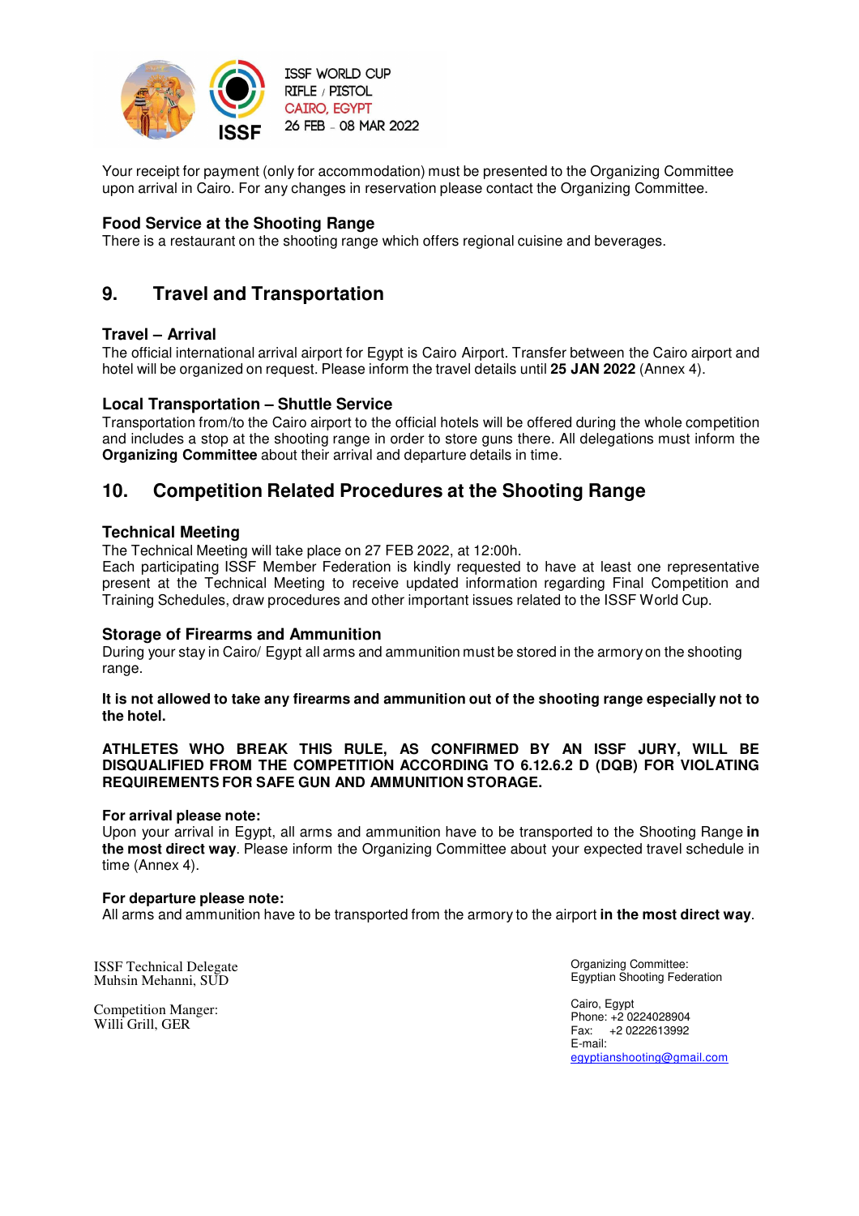Your receipt for payment (only for accommodation) must be presented to the Organizing Committee upon arrival in Cairo. For any changes in reservation please contact the Organizing Committee.

### Food Service at the Shooting Range

There is a restaurant on the shooting range which offers regional cuisine and beverages.

## 9. Travel and Transportation

### Travel – Arrival

The official international arrival airport for Egypt is Cairo Airport. Transfer between the Cairo airport and hotel will be organized on request. Please inform the travel details until **25 JAN 2022** (Annex 4).

### Local Transportation – Shuttle Service

Transportation from/to the Cairo airport to the official hotels will be offered during the whole competition and includes a stop at the shooting range in order to store guns there. All delegations must inform the **Organizing Committee** about their arrival and departure details in time.

## 10. Competition Related Procedures at the Shooting Range

### Technical Meeting

The Technical Meeting will take place on 27 FEB 2022, at 12:00h.

Each participating ISSF Member Federation is kindly requested to have at least one representative present at the Technical Meeting to receive updated information regarding Final Competition and Training Schedules, draw procedures and other important issues related to the ISSF World Cup.

### Storage of Firearms and Ammunition

During your stay in Cairo/ Egypt all arms and ammunition must be stored in the armory on the shooting range.

**It is not allowed to take any firearms and ammunition out of the shooting range especially not to the hotel.**

**ATHLETES WHO BREAK THIS RULE, AS CONFIRMED BY AN ISSF JURY, WILL BE DISQUALIFIED FROM THE COMPETITION ACCORDING TO 6.12.6.2 D (DQB) FOR VIOLATING REQUIREMENTS FOR SAFE GUN AND AMMUNITION STORAGE.**

**For arrival please note:**

Upon your arrival in Egypt, all arms and ammunition have to be transported to the Shooting Range **in the most direct way**. Please inform the Organizing Committee about your expected travel schedule in time (Annex 4).

**For departure please note:**

All arms and ammunition have to be transported from the armory to the airport **in the most direct way**.

ISSF Technical Delegate
Muhsin Mehanni, SUD

Competition Manger:
Willi Grill, GER

Organizing Committee:
Egyptian Shooting Federation

Cairo, Egypt
Phone: +2 0224028904
Fax: +2 0222613992
E-mail:
egyptianshooting@gmail.com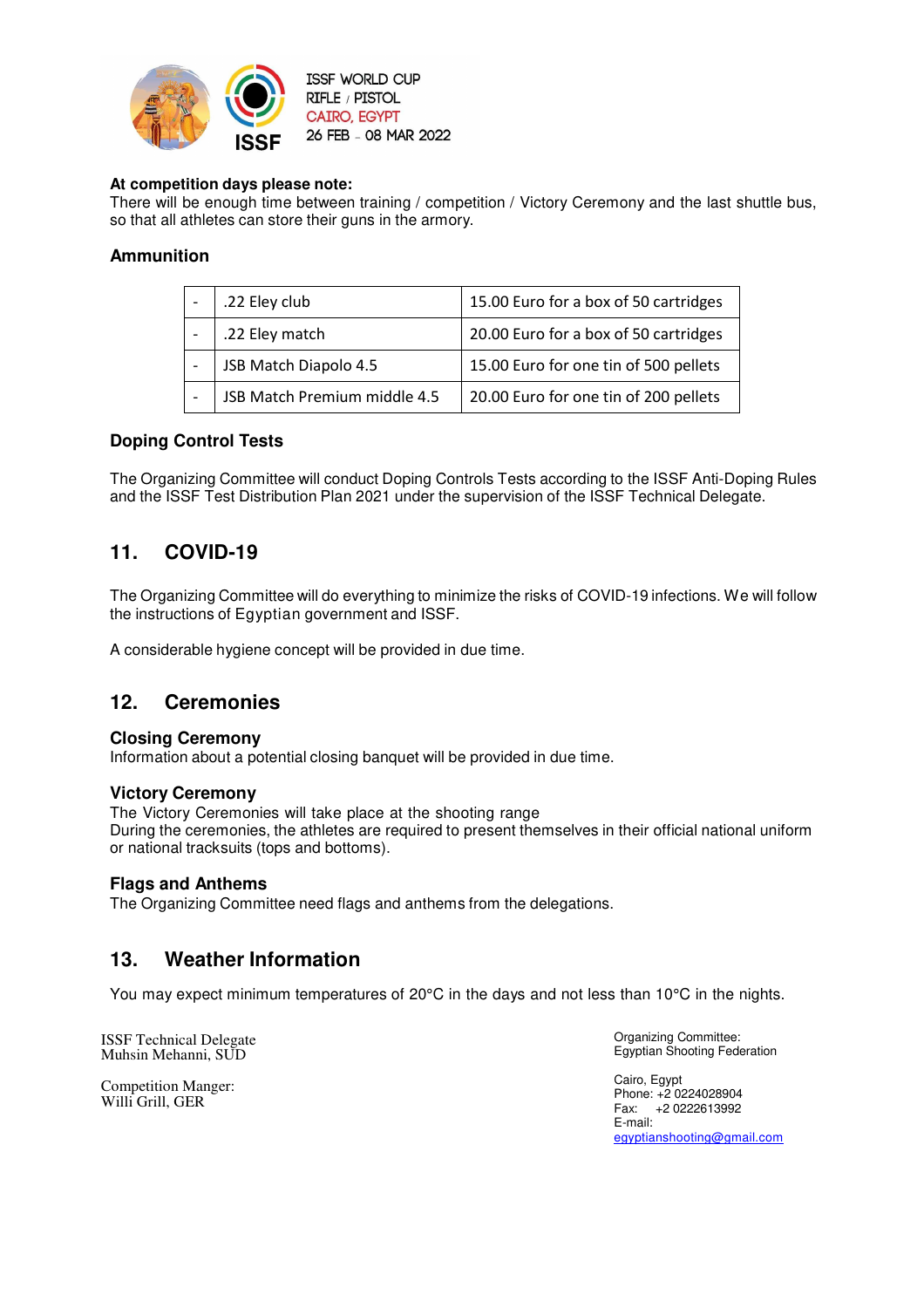**At competition days please note:**
There will be enough time between training / competition / Victory Ceremony and the last shuttle bus, so that all athletes can store their guns in the armory.

### Ammunition

| | | |
|---|---|---|
| - | .22 Eley club | 15.00 Euro for a box of 50 cartridges |
| - | .22 Eley match | 20.00 Euro for a box of 50 cartridges |
| - | JSB Match Diapolo 4.5 | 15.00 Euro for one tin of 500 pellets |
| - | JSB Match Premium middle 4.5 | 20.00 Euro for one tin of 200 pellets |

### Doping Control Tests

The Organizing Committee will conduct Doping Controls Tests according to the ISSF Anti-Doping Rules and the ISSF Test Distribution Plan 2021 under the supervision of the ISSF Technical Delegate.

## 11. COVID-19

The Organizing Committee will do everything to minimize the risks of COVID-19 infections. We will follow the instructions of Egyptian government and ISSF.

A considerable hygiene concept will be provided in due time.

## 12. Ceremonies

### Closing Ceremony

Information about a potential closing banquet will be provided in due time.

### Victory Ceremony

The Victory Ceremonies will take place at the shooting range
During the ceremonies, the athletes are required to present themselves in their official national uniform or national tracksuits (tops and bottoms).

### Flags and Anthems

The Organizing Committee need flags and anthems from the delegations.

## 13. Weather Information

You may expect minimum temperatures of 20°C in the days and not less than 10°C in the nights.

ISSF Technical Delegate
Muhsin Mehanni, SUD

Competition Manger:
Willi Grill, GER

Organizing Committee:
Egyptian Shooting Federation

Cairo, Egypt
Phone: +2 0224028904
Fax: +2 0222613992
E-mail:
egyptianshooting@gmail.com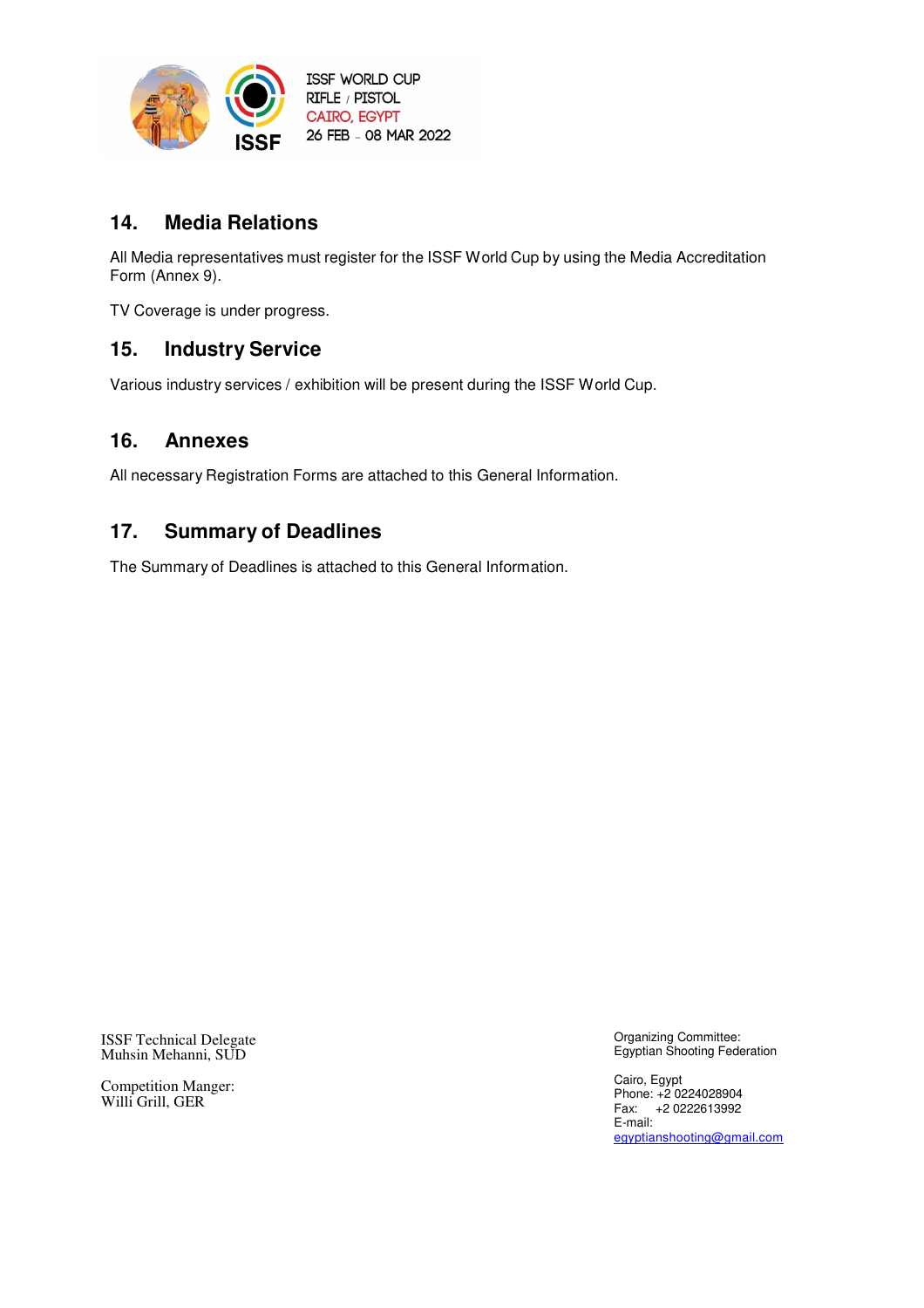## 14. Media Relations

All Media representatives must register for the ISSF World Cup by using the Media Accreditation Form (Annex 9).

TV Coverage is under progress.

## 15. Industry Service

Various industry services / exhibition will be present during the ISSF World Cup.

## 16. Annexes

All necessary Registration Forms are attached to this General Information.

## 17. Summary of Deadlines

The Summary of Deadlines is attached to this General Information.

ISSF Technical Delegate  
Muhsin Mehanni, SUD

Competition Manger:  
Willi Grill, GER

Organizing Committee:  
Egyptian Shooting Federation

Cairo, Egypt  
Phone: +2 0224028904  
Fax: +2 0222613992  
E-mail:  
egyptianshooting@gmail.com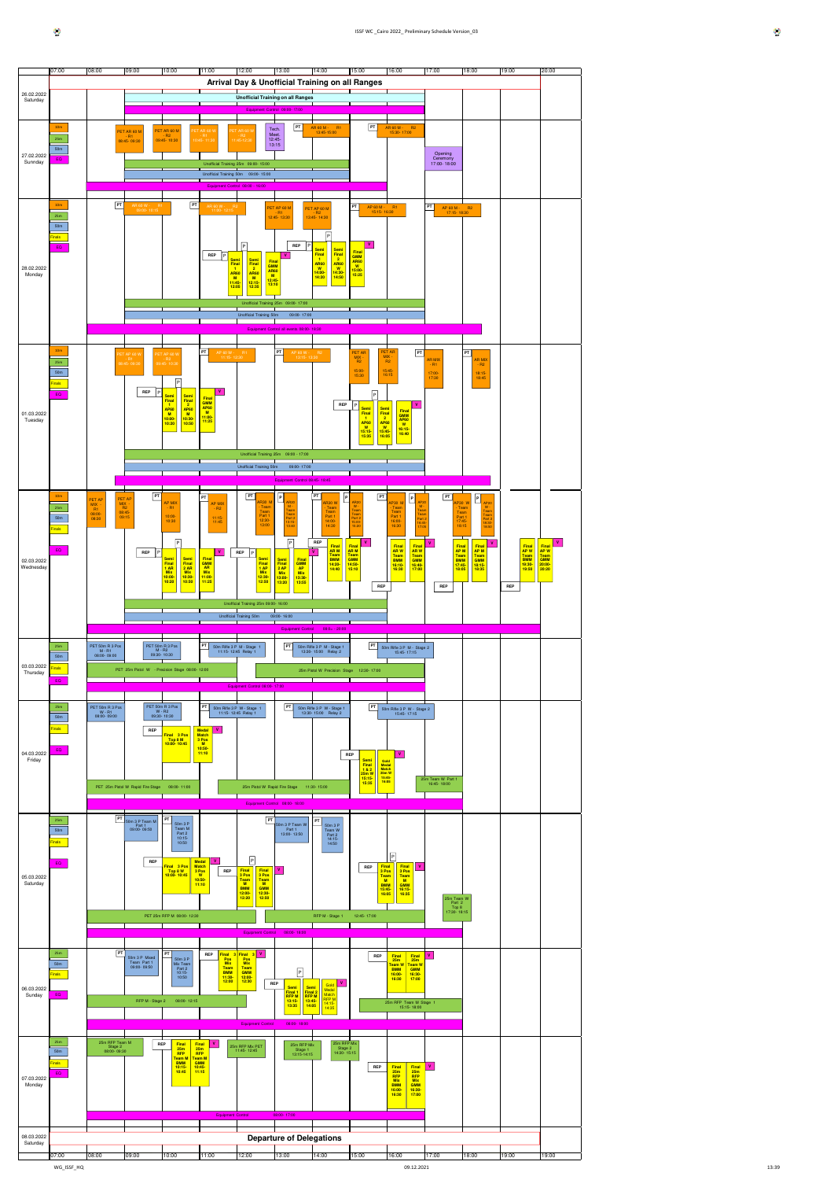ISSF WC_Cairo 2022_ Preliminary Schedule Version_03

07:00 | 08:00 | 09:00 | 10:00 | 11:00 | 12:00 | 13:00 | 14:00 | 15:00 | 16:00 | 17:00 | 18:00 | 19:00 | 20:00

## 26.02.2022 Saturday

Arrival Day & Unofficial Training on all Ranges

Unofficial Training on all Ranges

Equipment Control 09:00 - 17:00

## 27.02.2022 Sunday

10m / 25m / 50m / EQ

PET AR 60 M - R1 08:45- 09:30
PET AR 60 M - R2 09:45- 10:30
PET AR 60 W - R1 10:45- 11:30
PET AR 60 W - R2 11:45-12:30
Tech. Meet. 12:45- 13:15
PT AR 60 M - R1 13:45- 15:00
PT AR 60 M - R2 15:30- 17:00
Opening Ceremony 17:00- 18:00

Unofficial Training 25m 09:00- 15:00
Unofficial Training 50m 09:00- 15:00
Equipment Control 08:00 - 16:00

## 28.02.2022 Monday

10m / 25m / 50m / Finals / EQ

PT AR 60 W - R1 09:00- 10:15
PT AR 60 W - R2 11:00- 12:15
PET AP 60 M - R1 12:45- 13:30
PET AP 60 M - R2 13:45- 14:30
PT AP 60 M - R1 15:15- 16:30
PT AP 60 M - R2 17:15- 18:30

REP P Semi Final 1 AR60 M 11:45- 12:05
Semi Final 2 AR60 M 12:15- 12:35
V Final GMM AR60 M 12:45- 13:10
REP P Semi Final 1 AR60 W 14:00- 14:20
Semi Final 2 AR60 W 14:30- 14:50
V Final GMM AR60 W 15:00- 15:25

Unofficial Training 25m 09:00- 17:00
Unofficial Training 50m 09:00- 17:00
Equipment Control all events 08:00 - 16:00

## 01.03.2022 Tuesday

10m / 25m / 50m / Finals / EQ

PET AP 60 W - R1 08:45- 09:30
PET AP 60 W - R2 09:45- 10:30
PT AP 60 W - R1 11:15- 12:30
PT AP 60 W - R2 13:15- 14:30
PET AR MIX - R1 15:00- 15:30
PET AR MIX - R2 15:45- 16:15
PT AR MIX - R1 17:00- 17:30
PT AR MIX - R2 18:15- 18:45

REP P Semi Final 1 AP60 M 10:00- 10:20
Semi Final 2 AP60 M 10:30- 10:50
V Final GMM AP60 M 11:00- 11:25
REP P Semi Final 1 AP60 W 15:15- 15:35
Semi Final 2 AP60 W 15:45- 16:05
V Final GMM AP60 W 16:15- 16:40

Unofficial Training 25m 08:00 - 17:00
Unofficial Training 50m 09:00- 17:00
Equipment Control 08:00- 18:00

## 02.03.2022 Wednesday

10m / 25m / 50m / Finals / EQ

PET AP MIX - R1 08:00- 08:30
PET AP MIX - R2 08:45- 09:15
PT AP MIX - R1 10:00- 10:30
PT AP MIX - R2 11:15- 11:45
PT AR30 M - Team Part 1 12:30- 13:00
P AR30 M - Team Part 2 13:15- 13:45
PT AR30 W - Team Part 1 14:00- 14:30
P AR30 W - Team Part 2 15:00- 15:30
PT AP30 M - Team Part 1 15:45- 16:30
P AP30 M - Team Part 2 17:00- 17:30
PT AP30 W - Team Part 1 17:45- 18:15
P AP30 W - Team Part 2 18:30- 19:00

REP P Semi Final 1 AR Mix 10:00- 10:20
Semi Final 2 AR Mix 10:30- 10:50
V Final GMM AR Mix 11:00- 11:25
REP P Semi Final 1 AP Mix 12:30- 12:50
Semi Final 2 AP Mix 13:00- 13:20
V Final GMM AP Mix 13:30- 13:55
REP Final AR M Team BMM 14:30- 14:40
V Final AR M Team GMM 14:50- 15:10
REP Final AR W Team BMM 16:10- 16:30
V Final AR W Team GMM 16:40- 17:00
REP Final AP M Team BMM 17:45- 18:05
V Final AP M Team GMM 18:15- 18:35
REP Final AP W Team BMM 19:30- 19:50
V Final AP W Team GMM 20:00- 20:20

Unofficial Training 25m 09:00- 16:00
Unofficial Training 50m 09:00- 16:00
Equipment Control 08:00 - 20:00

## 03.03.2022 Thursday

25m / 50m / Finals / EQ

PET 50m R 3 Pos M - R1 08:00- 09:00
PET 50m R 3 Pos M - R2 09:30- 10:30
PT 50m Rifle 3 P M - Stage 1 11:15- 12:45 Relay 1
PT 50m Rifle 3 P M - Stage 1 13:30- 15:00 Relay 2
PT 50m Rifle 3 P M - Stage 2 15:45- 17:15

PET 25m Pistol W - Precision Stage 08:00- 12:00
25m Pistol W Precision Stage 12:30- 17:00

Equipment Control 08:00- 17:00

## 04.03.2022 Friday

25m / 50m / Finals / EQ

PET 50m R 3 Pos W - R1 08:00- 09:00
PET 50m R 3 Pos W - R2 09:30- 10:30
PT 50m Rifle 3 P W - Stage 1 11:15- 12:45 Relay 1
PT 50m Rifle 3 P W - Stage 1 13:30- 15:00 Relay 2
PT 50m Rifle 3 P W - Stage 2 15:45- 17:15

REP Final 3 Pos Top 8 M 10:00- 10:45
V Medal Match 3 Pos M 10:50- 11:10
REP Semi Final 1 & 2 25m W 15:15- 15:35
V Gold Medal Match 25m W 15:45- 16:00

PET 25m Pistol W Rapid Fire Stage 08:00- 11:00
25m Pistol W Rapid Fire Stage 11:30- 15:00
25m Team W Part 1 16:45- 18:00

Equipment Control 08:00- 18:00

## 05.03.2022 Saturday

25m / 50m / Finals / EQ

PT 50m 3 P Team M Part 1 09:00- 09:50
50m 3 P Team M Part 2 10:15- 10:50
PT 50m 3 P Team W Part 1 13:00- 13:50
PT 50m 3 P Team W Part 2 14:15- 14:50

REP Final 3 Pos Top 8 W 10:00- 10:45
V Medal Match 3 Pos W 10:50- 11:10
REP P Final 3 Pos Team M BMM 12:00- 12:30
V Final 3 Pos Team M GMM 12:30- 12:50
REP P Final 3 Pos Team M BMM 15:45- 16:05
V Final 3 Pos Team M GMM 16:15- 16:35

PET 25m RFP M 08:00- 12:30
RFP M - Stage 1 12:45- 17:00
25m Team W Part 2 Top 6 17:30- 18:15

Equipment Control 08:00- 18:00

## 06.03.2022 Sunday

25m / 50m / Finals / EQ

PT 50m 3 P Mixed Team Part 1 09:00- 09:50
PT 50m 3 P Mix Team Part 2 10:15- 10:50
REP Final 3 Pos Mix Team BMM 11:30- 12:00
V Final 3 Pos Mix Team GMM 12:00- 12:30
REP P Semi Final 1 RFP M 13:15- 13:35
Semi Final 2 RFP M 13:45- 14:05
V Gold Medal Match RFP M 14:15- 14:35
REP Final 25m Team W BMM 16:00- 16:30
V Final 25m Team W GMM 16:30- 17:00

RFP M - Stage 2 08:00- 12:15
25m RFP Team M Stage 1 15:15- 18:00

Equipment Control 08:00 - 18:00

## 07.03.2022 Monday

25m / 50m / Finals / EQ

25m RFP Team M Stage 2 08:00- 09:30
REP Final 25m RFP Team M BMM 10:15- 10:45
V Final 25m RFP Team M GMM 10:45- 11:15
25m RFP Mix PET 11:45- 12:45
25m RFP Mix Stage 1 13:15- 14:15
25m RFP Mix Stage 2 14:30- 15:15
REP Final 25m RFP Mix BMM 16:00- 16:30
V Final 25m RFP Mix GMM 16:30- 17:00

Equipment Control 08:00- 17:00

## 08.03.2022 Saturday

Departure of Delegations

07:00 | 08:00 | 09:00 | 10:00 | 11:00 | 12:00 | 13:00 | 14:00 | 15:00 | 16:00 | 17:00 | 18:00 | 19:00 | 19:00

WG_ISSF_HQ 09.12.2021 13:39